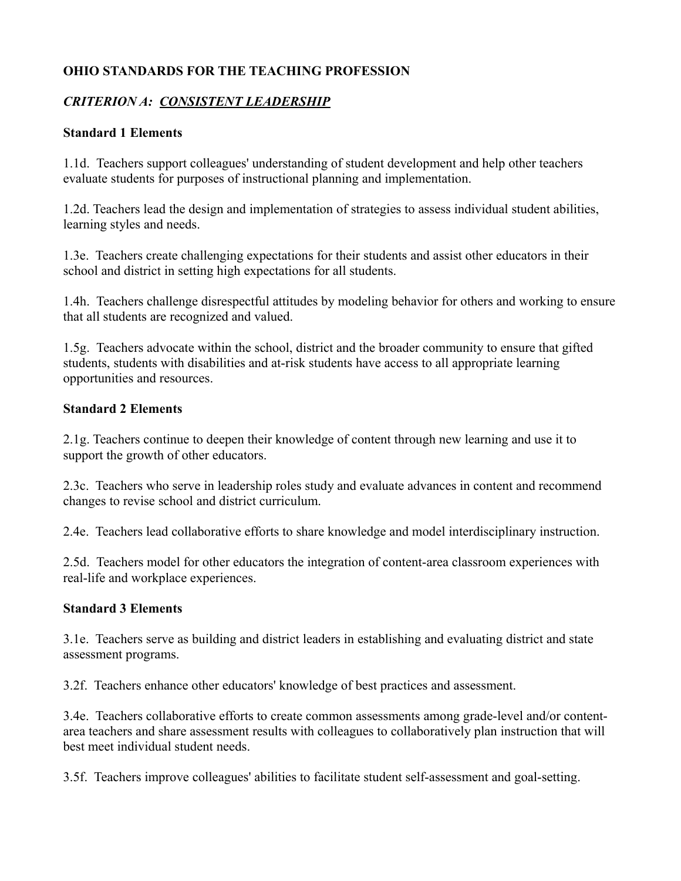**OHIO STANDARDS FOR THE TEACHING PROFESSION**

***CRITERION A: <u>CONSISTENT LEADERSHIP</u>***

**Standard 1 Elements**

1.1d. Teachers support colleagues' understanding of student development and help other teachers evaluate students for purposes of instructional planning and implementation.

1.2d. Teachers lead the design and implementation of strategies to assess individual student abilities, learning styles and needs.

1.3e. Teachers create challenging expectations for their students and assist other educators in their school and district in setting high expectations for all students.

1.4h. Teachers challenge disrespectful attitudes by modeling behavior for others and working to ensure that all students are recognized and valued.

1.5g. Teachers advocate within the school, district and the broader community to ensure that gifted students, students with disabilities and at-risk students have access to all appropriate learning opportunities and resources.

**Standard 2 Elements**

2.1g. Teachers continue to deepen their knowledge of content through new learning and use it to support the growth of other educators.

2.3c. Teachers who serve in leadership roles study and evaluate advances in content and recommend changes to revise school and district curriculum.

2.4e. Teachers lead collaborative efforts to share knowledge and model interdisciplinary instruction.

2.5d. Teachers model for other educators the integration of content-area classroom experiences with real-life and workplace experiences.

**Standard 3 Elements**

3.1e. Teachers serve as building and district leaders in establishing and evaluating district and state assessment programs.

3.2f. Teachers enhance other educators' knowledge of best practices and assessment.

3.4e. Teachers collaborative efforts to create common assessments among grade-level and/or content-area teachers and share assessment results with colleagues to collaboratively plan instruction that will best meet individual student needs.

3.5f. Teachers improve colleagues' abilities to facilitate student self-assessment and goal-setting.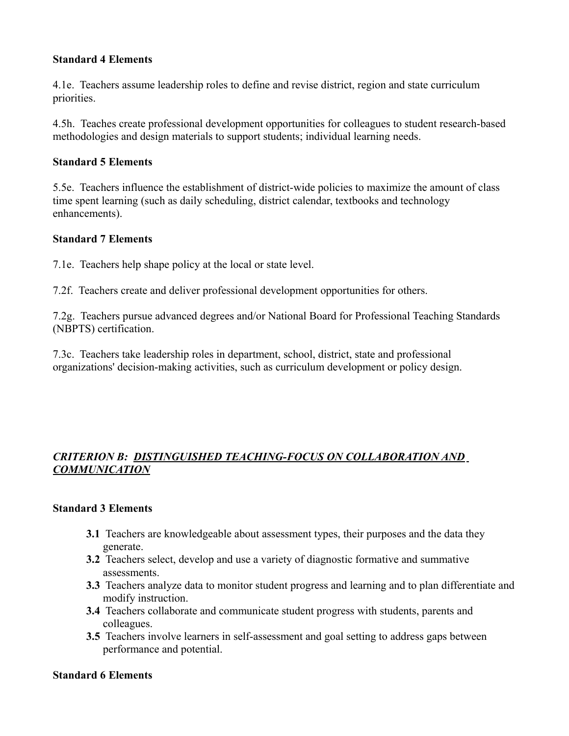**Standard 4 Elements**

4.1e. Teachers assume leadership roles to define and revise district, region and state curriculum priorities.

4.5h. Teaches create professional development opportunities for colleagues to student research-based methodologies and design materials to support students; individual learning needs.

**Standard 5 Elements**

5.5e. Teachers influence the establishment of district-wide policies to maximize the amount of class time spent learning (such as daily scheduling, district calendar, textbooks and technology enhancements).

**Standard 7 Elements**

7.1e. Teachers help shape policy at the local or state level.

7.2f. Teachers create and deliver professional development opportunities for others.

7.2g. Teachers pursue advanced degrees and/or National Board for Professional Teaching Standards (NBPTS) certification.

7.3c. Teachers take leadership roles in department, school, district, state and professional organizations' decision-making activities, such as curriculum development or policy design.

***CRITERION B: <u>DISTINGUISHED TEACHING-FOCUS ON COLLABORATION AND COMMUNICATION</u>***

**Standard 3 Elements**

- **3.1** Teachers are knowledgeable about assessment types, their purposes and the data they generate.
- **3.2** Teachers select, develop and use a variety of diagnostic formative and summative assessments.
- **3.3** Teachers analyze data to monitor student progress and learning and to plan differentiate and modify instruction.
- **3.4** Teachers collaborate and communicate student progress with students, parents and colleagues.
- **3.5** Teachers involve learners in self-assessment and goal setting to address gaps between performance and potential.

**Standard 6 Elements**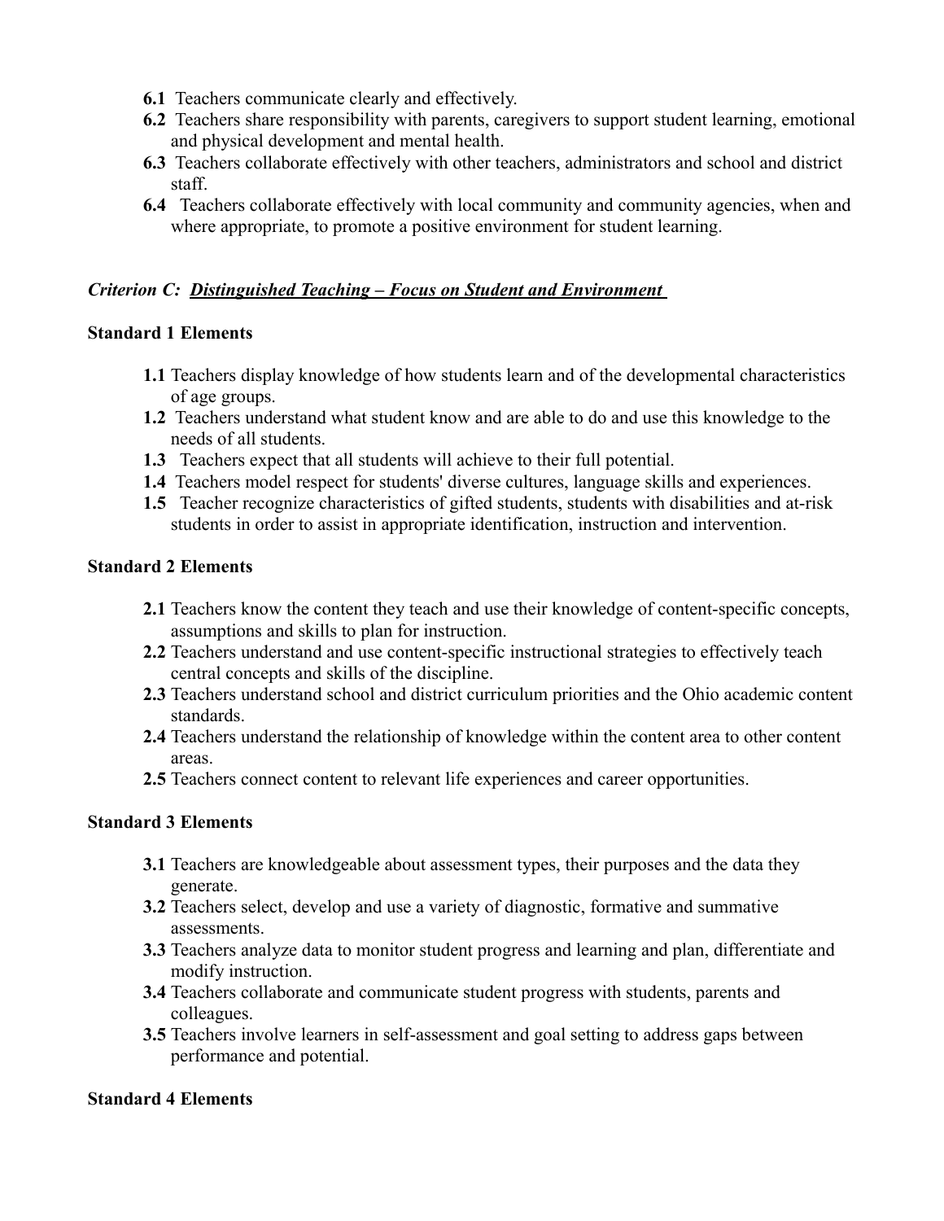- **6.1** Teachers communicate clearly and effectively.
- **6.2** Teachers share responsibility with parents, caregivers to support student learning, emotional and physical development and mental health.
- **6.3** Teachers collaborate effectively with other teachers, administrators and school and district staff.
- **6.4** Teachers collaborate effectively with local community and community agencies, when and where appropriate, to promote a positive environment for student learning.

***Criterion C: <u>Distinguished Teaching – Focus on Student and Environment</u>***

**Standard 1 Elements**

- **1.1** Teachers display knowledge of how students learn and of the developmental characteristics of age groups.
- **1.2** Teachers understand what student know and are able to do and use this knowledge to the needs of all students.
- **1.3** Teachers expect that all students will achieve to their full potential.
- **1.4** Teachers model respect for students' diverse cultures, language skills and experiences.
- **1.5** Teacher recognize characteristics of gifted students, students with disabilities and at-risk students in order to assist in appropriate identification, instruction and intervention.

**Standard 2 Elements**

- **2.1** Teachers know the content they teach and use their knowledge of content-specific concepts, assumptions and skills to plan for instruction.
- **2.2** Teachers understand and use content-specific instructional strategies to effectively teach central concepts and skills of the discipline.
- **2.3** Teachers understand school and district curriculum priorities and the Ohio academic content standards.
- **2.4** Teachers understand the relationship of knowledge within the content area to other content areas.
- **2.5** Teachers connect content to relevant life experiences and career opportunities.

**Standard 3 Elements**

- **3.1** Teachers are knowledgeable about assessment types, their purposes and the data they generate.
- **3.2** Teachers select, develop and use a variety of diagnostic, formative and summative assessments.
- **3.3** Teachers analyze data to monitor student progress and learning and plan, differentiate and modify instruction.
- **3.4** Teachers collaborate and communicate student progress with students, parents and colleagues.
- **3.5** Teachers involve learners in self-assessment and goal setting to address gaps between performance and potential.

**Standard 4 Elements**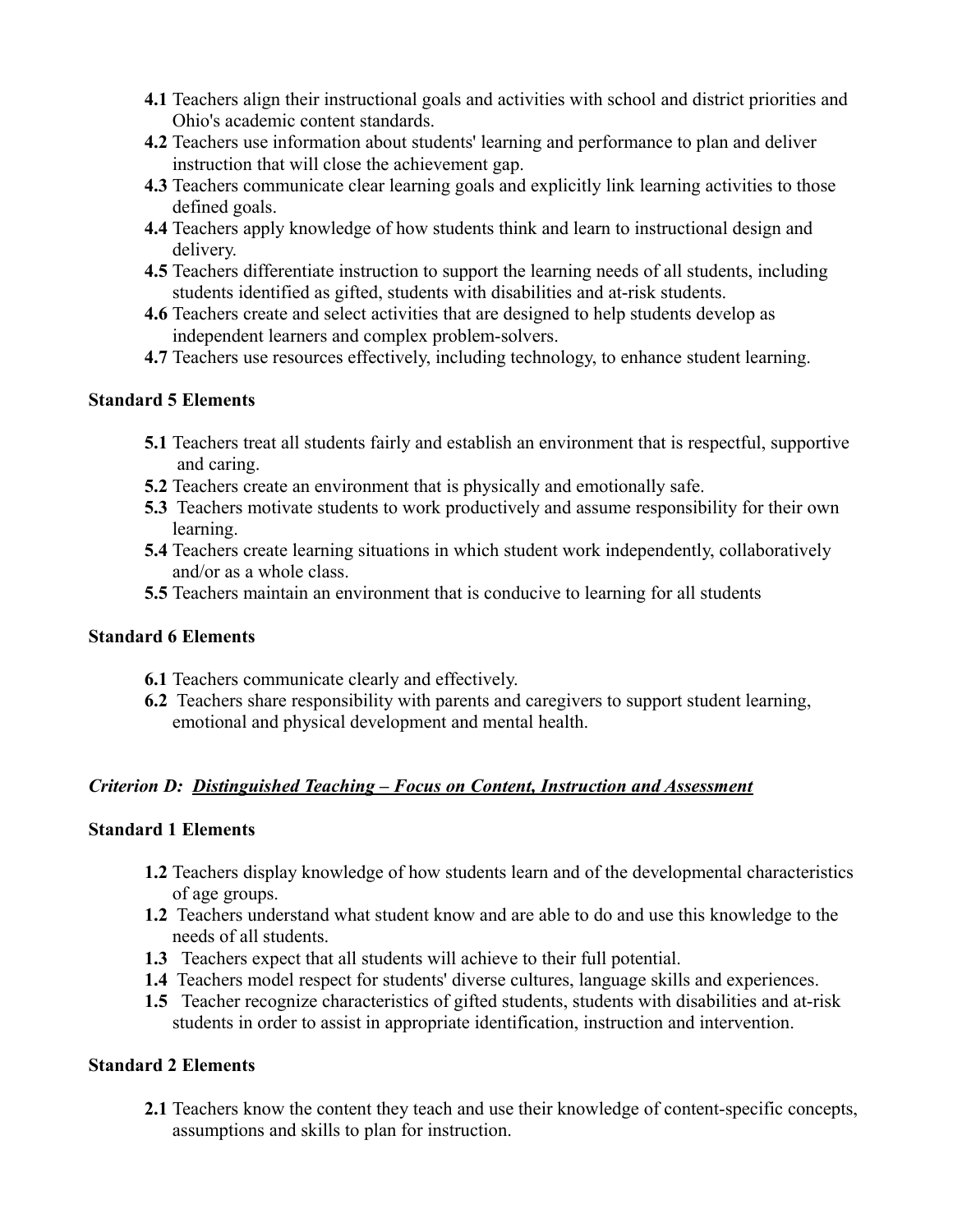- **4.1** Teachers align their instructional goals and activities with school and district priorities and Ohio's academic content standards.
- **4.2** Teachers use information about students' learning and performance to plan and deliver instruction that will close the achievement gap.
- **4.3** Teachers communicate clear learning goals and explicitly link learning activities to those defined goals.
- **4.4** Teachers apply knowledge of how students think and learn to instructional design and delivery.
- **4.5** Teachers differentiate instruction to support the learning needs of all students, including students identified as gifted, students with disabilities and at-risk students.
- **4.6** Teachers create and select activities that are designed to help students develop as independent learners and complex problem-solvers.
- **4.7** Teachers use resources effectively, including technology, to enhance student learning.

**Standard 5 Elements**

- **5.1** Teachers treat all students fairly and establish an environment that is respectful, supportive and caring.
- **5.2** Teachers create an environment that is physically and emotionally safe.
- **5.3** Teachers motivate students to work productively and assume responsibility for their own learning.
- **5.4** Teachers create learning situations in which student work independently, collaboratively and/or as a whole class.
- **5.5** Teachers maintain an environment that is conducive to learning for all students

**Standard 6 Elements**

- **6.1** Teachers communicate clearly and effectively.
- **6.2** Teachers share responsibility with parents and caregivers to support student learning, emotional and physical development and mental health.

***Criterion D: <u>Distinguished Teaching – Focus on Content, Instruction and Assessment</u>***

**Standard 1 Elements**

- **1.2** Teachers display knowledge of how students learn and of the developmental characteristics of age groups.
- **1.2** Teachers understand what student know and are able to do and use this knowledge to the needs of all students.
- **1.3** Teachers expect that all students will achieve to their full potential.
- **1.4** Teachers model respect for students' diverse cultures, language skills and experiences.
- **1.5** Teacher recognize characteristics of gifted students, students with disabilities and at-risk students in order to assist in appropriate identification, instruction and intervention.

**Standard 2 Elements**

- **2.1** Teachers know the content they teach and use their knowledge of content-specific concepts, assumptions and skills to plan for instruction.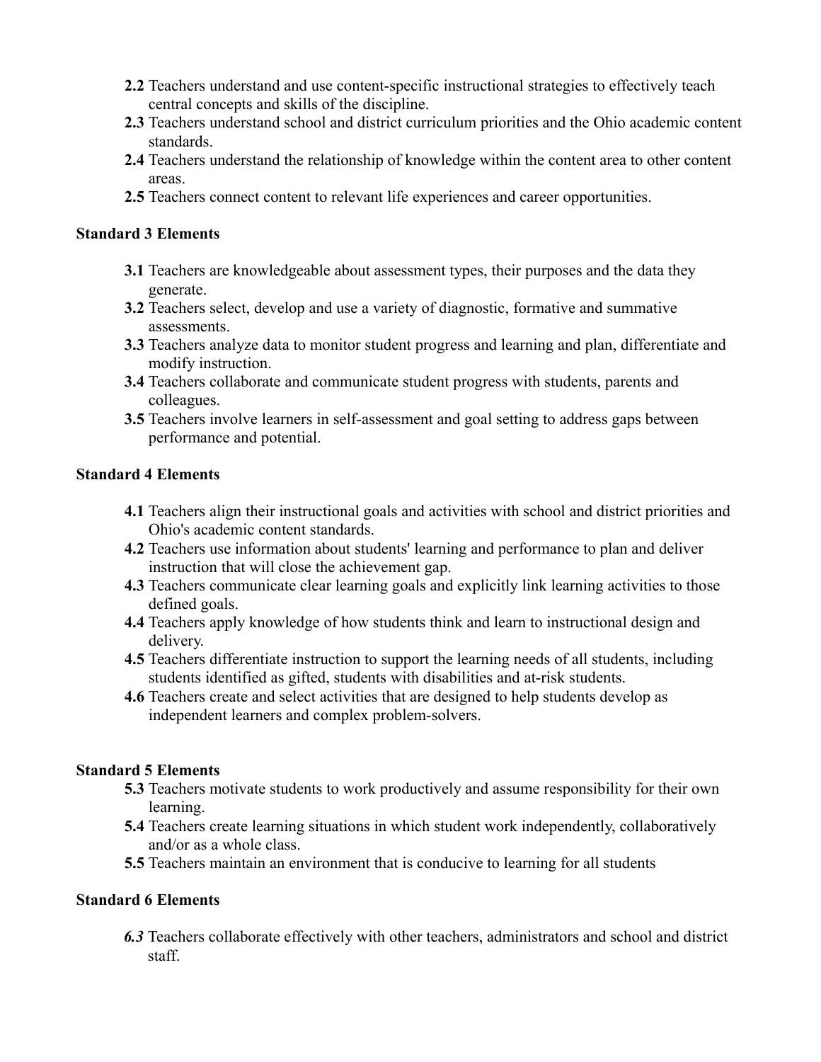- **2.2** Teachers understand and use content-specific instructional strategies to effectively teach central concepts and skills of the discipline.
- **2.3** Teachers understand school and district curriculum priorities and the Ohio academic content standards.
- **2.4** Teachers understand the relationship of knowledge within the content area to other content areas.
- **2.5** Teachers connect content to relevant life experiences and career opportunities.

**Standard 3 Elements**

- **3.1** Teachers are knowledgeable about assessment types, their purposes and the data they generate.
- **3.2** Teachers select, develop and use a variety of diagnostic, formative and summative assessments.
- **3.3** Teachers analyze data to monitor student progress and learning and plan, differentiate and modify instruction.
- **3.4** Teachers collaborate and communicate student progress with students, parents and colleagues.
- **3.5** Teachers involve learners in self-assessment and goal setting to address gaps between performance and potential.

**Standard 4 Elements**

- **4.1** Teachers align their instructional goals and activities with school and district priorities and Ohio's academic content standards.
- **4.2** Teachers use information about students' learning and performance to plan and deliver instruction that will close the achievement gap.
- **4.3** Teachers communicate clear learning goals and explicitly link learning activities to those defined goals.
- **4.4** Teachers apply knowledge of how students think and learn to instructional design and delivery.
- **4.5** Teachers differentiate instruction to support the learning needs of all students, including students identified as gifted, students with disabilities and at-risk students.
- **4.6** Teachers create and select activities that are designed to help students develop as independent learners and complex problem-solvers.

**Standard 5 Elements**

- **5.3** Teachers motivate students to work productively and assume responsibility for their own learning.
- **5.4** Teachers create learning situations in which student work independently, collaboratively and/or as a whole class.
- **5.5** Teachers maintain an environment that is conducive to learning for all students

**Standard 6 Elements**

- ***6.3*** Teachers collaborate effectively with other teachers, administrators and school and district staff.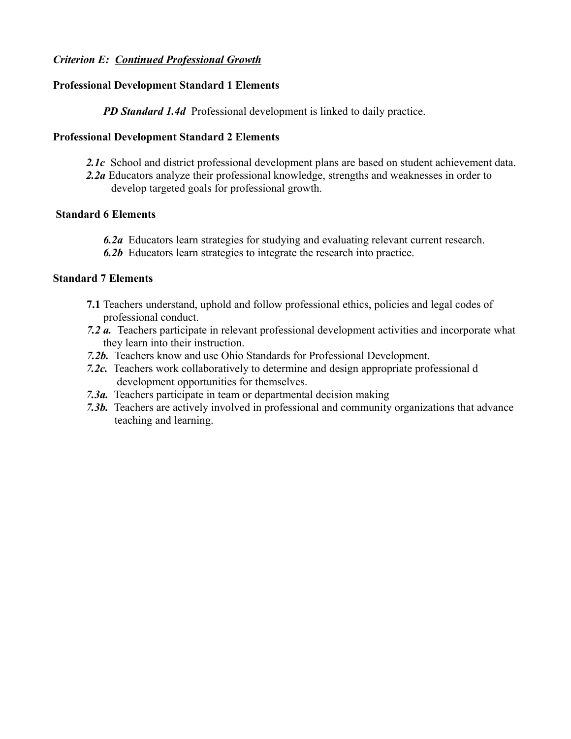***Criterion E: <u>Continued Professional Growth</u>***

**Professional Development Standard 1 Elements**

***PD Standard 1.4d*** Professional development is linked to daily practice.

**Professional Development Standard 2 Elements**

***2.1c*** School and district professional development plans are based on student achievement data.
***2.2a*** Educators analyze their professional knowledge, strengths and weaknesses in order to develop targeted goals for professional growth.

**Standard 6 Elements**

***6.2a*** Educators learn strategies for studying and evaluating relevant current research.
***6.2b*** Educators learn strategies to integrate the research into practice.

**Standard 7 Elements**

**7.1** Teachers understand, uphold and follow professional ethics, policies and legal codes of professional conduct.
***7.2 a.*** Teachers participate in relevant professional development activities and incorporate what they learn into their instruction.
***7.2b.*** Teachers know and use Ohio Standards for Professional Development.
***7.2c.*** Teachers work collaboratively to determine and design appropriate professional d development opportunities for themselves.
***7.3a.*** Teachers participate in team or departmental decision making
***7.3b.*** Teachers are actively involved in professional and community organizations that advance teaching and learning.